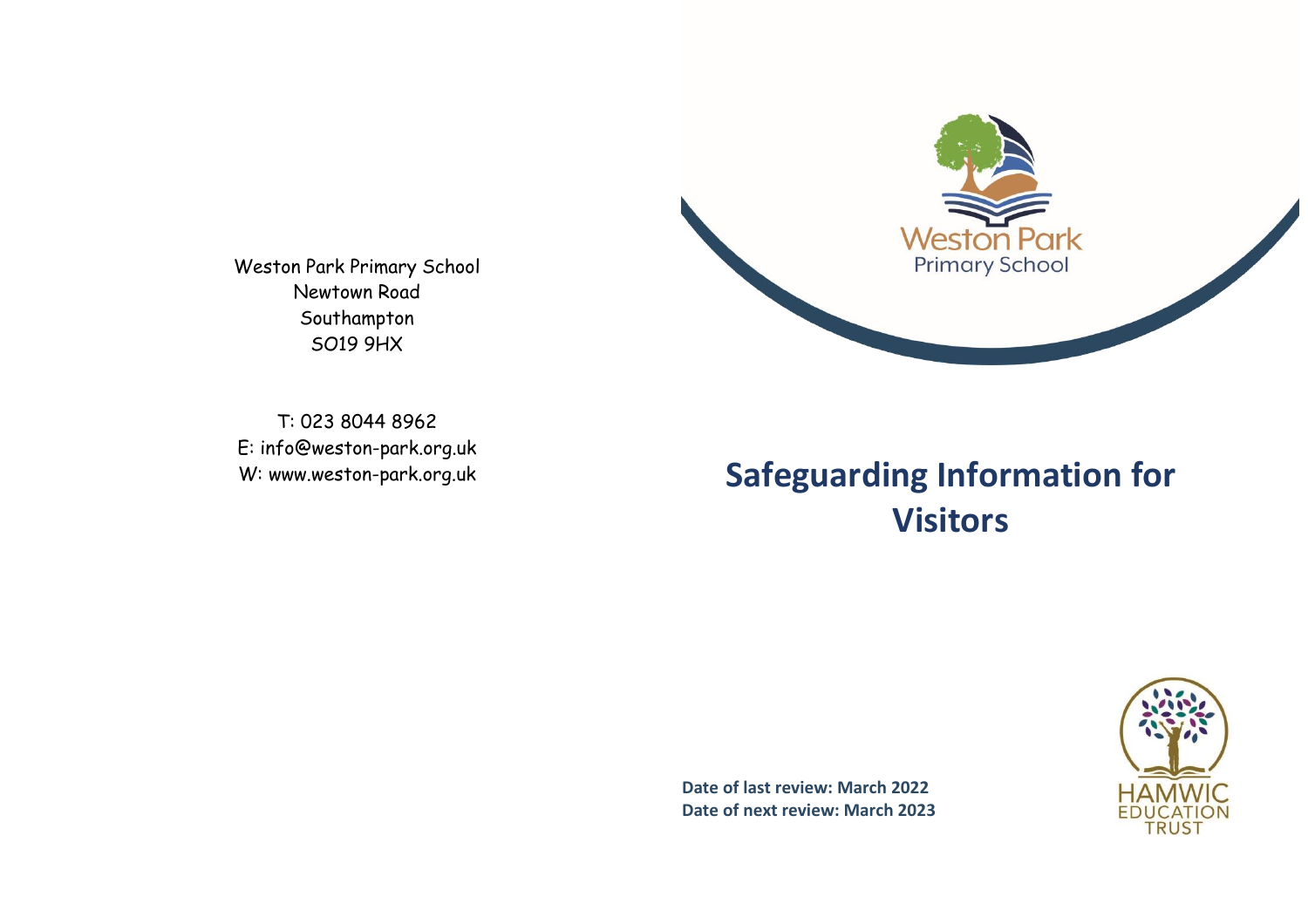Weston Park Primary School
Newtown Road
Southampton
SO19 9HX

T: 023 8044 8962
E: info@weston-park.org.uk
W: www.weston-park.org.uk

Weston Park
Primary School

# Safeguarding Information for Visitors

**Date of last review: March 2022**
**Date of next review: March 2023**

HAMWIC
EDUCATION
TRUST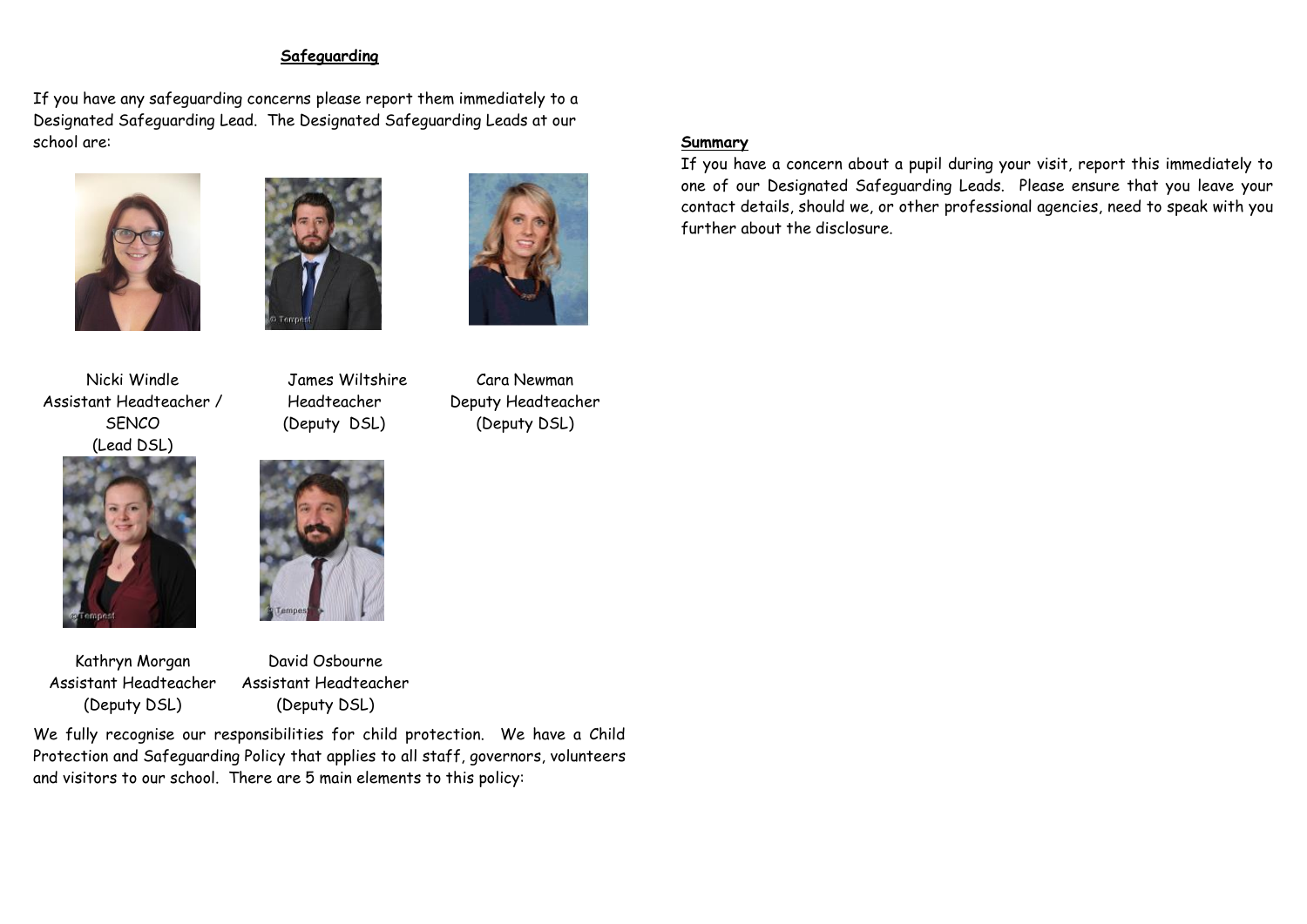## Safeguarding

If you have any safeguarding concerns please report them immediately to a Designated Safeguarding Lead. The Designated Safeguarding Leads at our school are:

Nicki Windle
Assistant Headteacher / SENCO
(Lead DSL)

James Wiltshire
Headteacher
(Deputy DSL)

Cara Newman
Deputy Headteacher
(Deputy DSL)

Kathryn Morgan
Assistant Headteacher
(Deputy DSL)

David Osbourne
Assistant Headteacher
(Deputy DSL)

We fully recognise our responsibilities for child protection. We have a Child Protection and Safeguarding Policy that applies to all staff, governors, volunteers and visitors to our school. There are 5 main elements to this policy:

**Summary**

If you have a concern about a pupil during your visit, report this immediately to one of our Designated Safeguarding Leads. Please ensure that you leave your contact details, should we, or other professional agencies, need to speak with you further about the disclosure.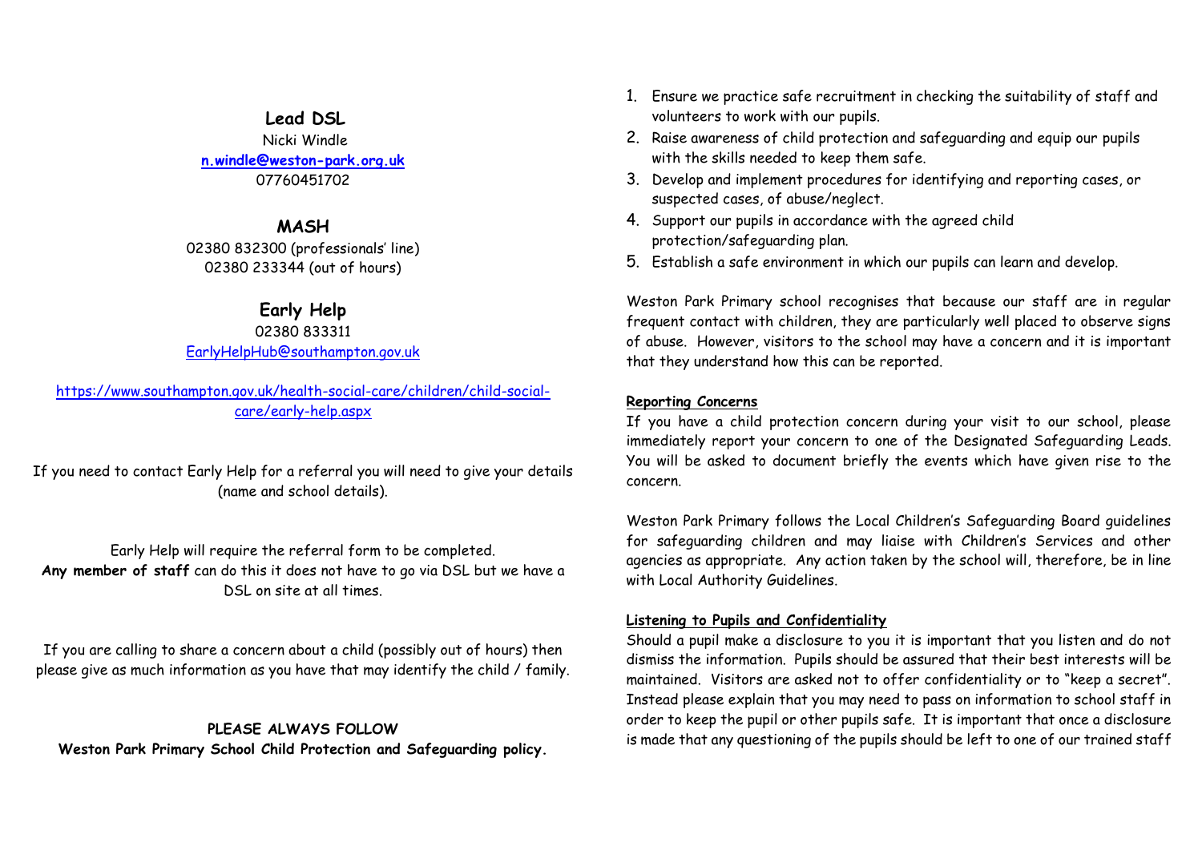## Lead DSL

Nicki Windle

**n.windle@weston-park.org.uk**

07760451702

## MASH

02380 832300 (professionals' line)

02380 233344 (out of hours)

## Early Help

02380 833311

EarlyHelpHub@southampton.gov.uk

https://www.southampton.gov.uk/health-social-care/children/child-social-care/early-help.aspx

If you need to contact Early Help for a referral you will need to give your details (name and school details).

Early Help will require the referral form to be completed. **Any member of staff** can do this it does not have to go via DSL but we have a DSL on site at all times.

If you are calling to share a concern about a child (possibly out of hours) then please give as much information as you have that may identify the child / family.

**PLEASE ALWAYS FOLLOW**
**Weston Park Primary School Child Protection and Safeguarding policy.**

1. Ensure we practice safe recruitment in checking the suitability of staff and volunteers to work with our pupils.
2. Raise awareness of child protection and safeguarding and equip our pupils with the skills needed to keep them safe.
3. Develop and implement procedures for identifying and reporting cases, or suspected cases, of abuse/neglect.
4. Support our pupils in accordance with the agreed child protection/safeguarding plan.
5. Establish a safe environment in which our pupils can learn and develop.

Weston Park Primary school recognises that because our staff are in regular frequent contact with children, they are particularly well placed to observe signs of abuse. However, visitors to the school may have a concern and it is important that they understand how this can be reported.

**Reporting Concerns**

If you have a child protection concern during your visit to our school, please immediately report your concern to one of the Designated Safeguarding Leads. You will be asked to document briefly the events which have given rise to the concern.

Weston Park Primary follows the Local Children's Safeguarding Board guidelines for safeguarding children and may liaise with Children's Services and other agencies as appropriate. Any action taken by the school will, therefore, be in line with Local Authority Guidelines.

**Listening to Pupils and Confidentiality**

Should a pupil make a disclosure to you it is important that you listen and do not dismiss the information. Pupils should be assured that their best interests will be maintained. Visitors are asked not to offer confidentiality or to "keep a secret". Instead please explain that you may need to pass on information to school staff in order to keep the pupil or other pupils safe. It is important that once a disclosure is made that any questioning of the pupils should be left to one of our trained staff